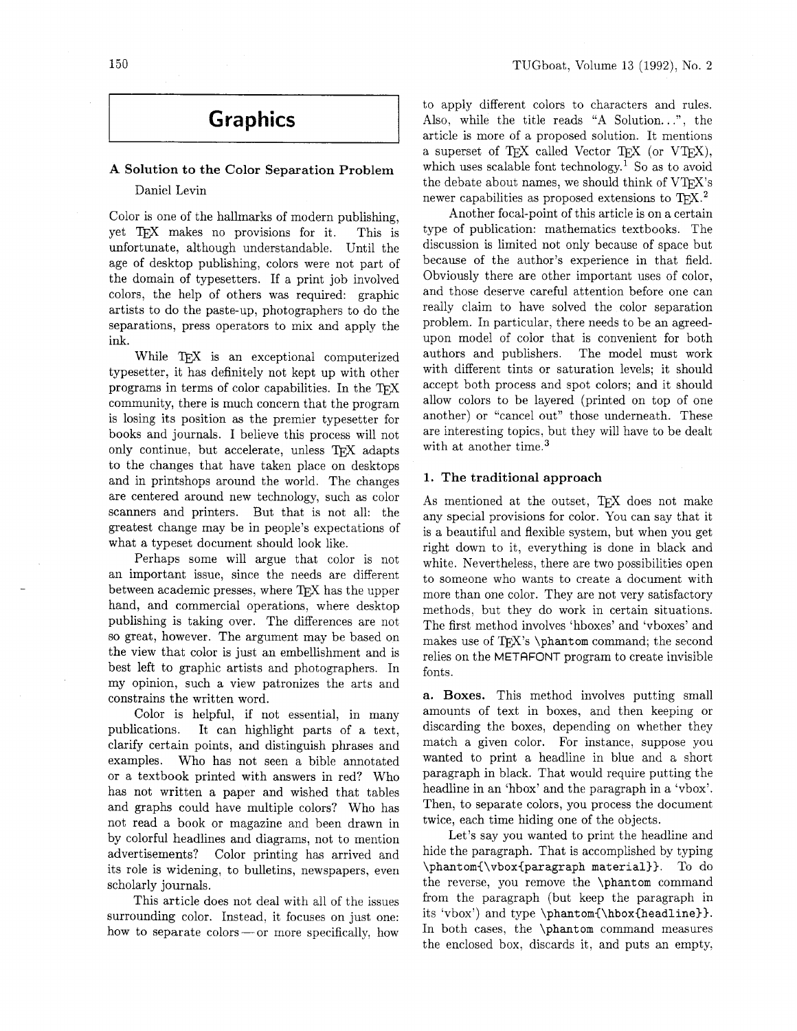# Graphics

## A Solution to the Color Separation Problem

Daniel Levin

Color is one of the hallmarks of modern publishing, yet TeX makes no provisions for it. This is unfortunate, although understandable. Until the age of desktop publishing, colors were not part of the domain of typesetters. If a print job involved colors, the help of others was required: graphic artists to do the paste-up, photographers to do the separations, press operators to mix and apply the ink.

While TeX is an exceptional computerized typesetter, it has definitely not kept up with other programs in terms of color capabilities. In the TeX community, there is much concern that the program is losing its position as the premier typesetter for books and journals. I believe this process will not only continue, but accelerate, unless TeX adapts to the changes that have taken place on desktops and in printshops around the world. The changes are centered around new technology, such as color scanners and printers. But that is not all: the greatest change may be in people's expectations of what a typeset document should look like.

Perhaps some will argue that color is not an important issue, since the needs are different between academic presses, where TeX has the upper hand, and commercial operations, where desktop publishing is taking over. The differences are not so great, however. The argument may be based on the view that color is just an embellishment and is best left to graphic artists and photographers. In my opinion, such a view patronizes the arts and constrains the written word.

Color is helpful, if not essential, in many publications. It can highlight parts of a text, clarify certain points, and distinguish phrases and examples. Who has not seen a bible annotated or a textbook printed with answers in red? Who has not written a paper and wished that tables and graphs could have multiple colors? Who has not read a book or magazine and been drawn in by colorful headlines and diagrams, not to mention advertisements? Color printing has arrived and its role is widening, to bulletins, newspapers, even scholarly journals.

This article does not deal with all of the issues surrounding color. Instead, it focuses on just one: how to separate colors — or more specifically, how to apply different colors to characters and rules. Also, while the title reads "A Solution...", the article is more of a proposed solution. It mentions a superset of TeX called Vector TeX (or VTeX), which uses scalable font technology.[1] So as to avoid the debate about names, we should think of VTeX's newer capabilities as proposed extensions to TeX.[2]

Another focal-point of this article is on a certain type of publication: mathematics textbooks. The discussion is limited not only because of space but because of the author's experience in that field. Obviously there are other important uses of color, and those deserve careful attention before one can really claim to have solved the color separation problem. In particular, there needs to be an agreed-upon model of color that is convenient for both authors and publishers. The model must work with different tints or saturation levels; it should accept both process and spot colors; and it should allow colors to be layered (printed on top of one another) or "cancel out" those underneath. These are interesting topics, but they will have to be dealt with at another time.[3]

### 1. The traditional approach

As mentioned at the outset, TeX does not make any special provisions for color. You can say that it is a beautiful and flexible system, but when you get right down to it, everything is done in black and white. Nevertheless, there are two possibilities open to someone who wants to create a document with more than one color. They are not very satisfactory methods, but they do work in certain situations. The first method involves 'hboxes' and 'vboxes' and makes use of TeX's `\phantom` command; the second relies on the METAFONT program to create invisible fonts.

**a. Boxes.** This method involves putting small amounts of text in boxes, and then keeping or discarding the boxes, depending on whether they match a given color. For instance, suppose you wanted to print a headline in blue and a short paragraph in black. That would require putting the headline in an 'hbox' and the paragraph in a 'vbox'. Then, to separate colors, you process the document twice, each time hiding one of the objects.

Let's say you wanted to print the headline and hide the paragraph. That is accomplished by typing `\phantom{\vbox{paragraph material}}`. To do the reverse, you remove the `\phantom` command from the paragraph (but keep the paragraph in its 'vbox') and type `\phantom{\hbox{headline}}`. In both cases, the `\phantom` command measures the enclosed box, discards it, and puts an empty,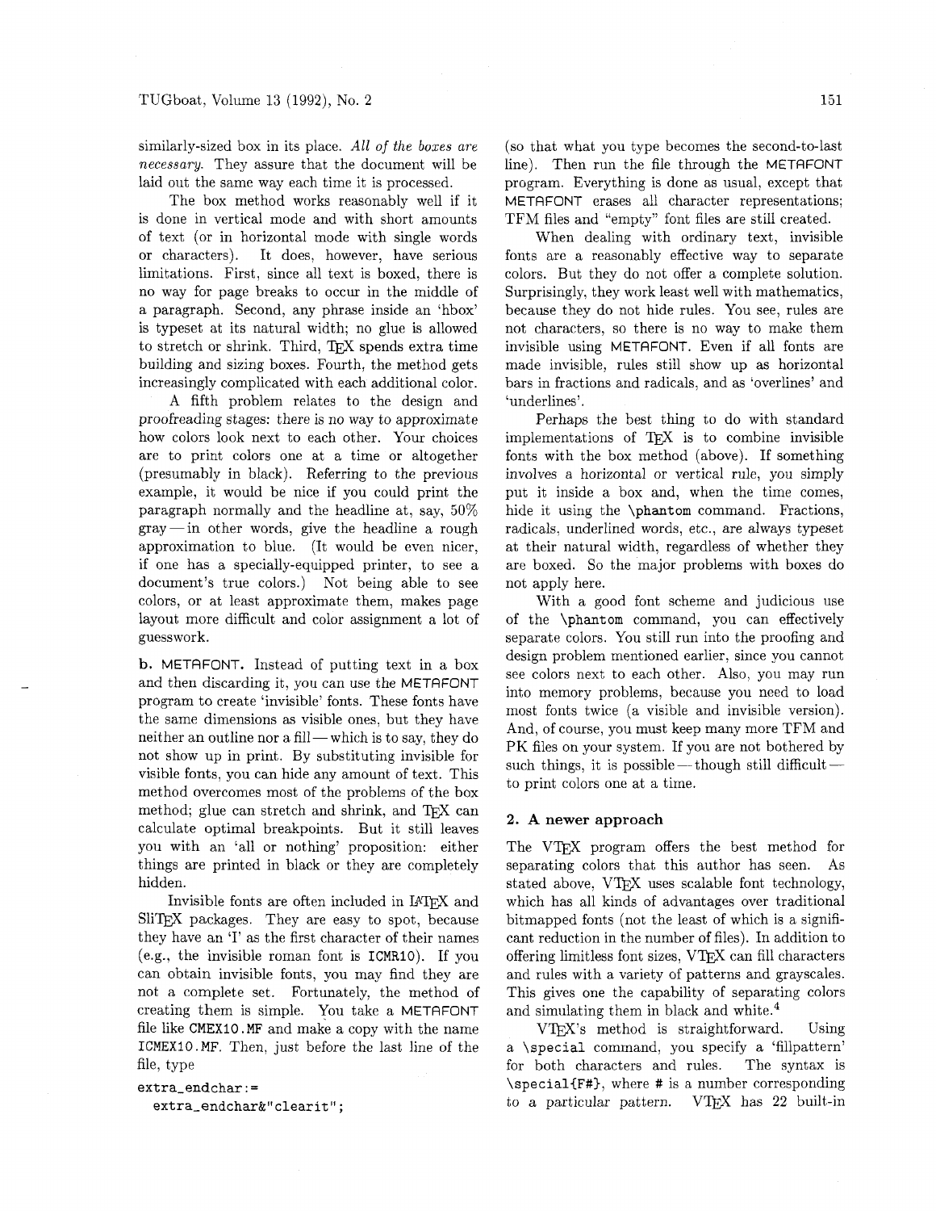similarly-sized box in its place. *All of the boxes are necessary.* They assure that the document will be laid out the same way each time it is processed.

The box method works reasonably well if it is done in vertical mode and with short amounts of text (or in horizontal mode with single words or characters). It does, however, have serious limitations. First, since all text is boxed, there is no way for page breaks to occur in the middle of a paragraph. Second, any phrase inside an 'hbox' is typeset at its natural width; no glue is allowed to stretch or shrink. Third, TEX spends extra time building and sizing boxes. Fourth, the method gets increasingly complicated with each additional color.

A fifth problem relates to the design and proofreading stages: there is no way to approximate how colors look next to each other. Your choices are to print colors one at a time or altogether (presumably in black). Referring to the previous example, it would be nice if you could print the paragraph normally and the headline at, say, 50% gray — in other words, give the headline a rough approximation to blue. (It would be even nicer, if one has a specially-equipped printer, to see a document's true colors.) Not being able to see colors, or at least approximate them, makes page layout more difficult and color assignment a lot of guesswork.

**b.** METAFONT**.** Instead of putting text in a box and then discarding it, you can use the METAFONT program to create 'invisible' fonts. These fonts have the same dimensions as visible ones, but they have neither an outline nor a fill — which is to say, they do not show up in print. By substituting invisible for visible fonts, you can hide any amount of text. This method overcomes most of the problems of the box method; glue can stretch and shrink, and TEX can calculate optimal breakpoints. But it still leaves you with an 'all or nothing' proposition: either things are printed in black or they are completely hidden.

Invisible fonts are often included in LATEX and SliTEX packages. They are easy to spot, because they have an 'I' as the first character of their names (e.g., the invisible roman font is `ICMR10`). If you can obtain invisible fonts, you may find they are not a complete set. Fortunately, the method of creating them is simple. You take a METAFONT file like `CMEX10.MF` and make a copy with the name `ICMEX10.MF`. Then, just before the last line of the file, type

```
extra_endchar:=
  extra_endchar&"clearit";
```

(so that what you type becomes the second-to-last line). Then run the file through the METAFONT program. Everything is done as usual, except that METAFONT erases all character representations; TFM files and "empty" font files are still created.

When dealing with ordinary text, invisible fonts are a reasonably effective way to separate colors. But they do not offer a complete solution. Surprisingly, they work least well with mathematics, because they do not hide rules. You see, rules are not characters, so there is no way to make them invisible using METAFONT. Even if all fonts are made invisible, rules still show up as horizontal bars in fractions and radicals, and as 'overlines' and 'underlines'.

Perhaps the best thing to do with standard implementations of TEX is to combine invisible fonts with the box method (above). If something involves a horizontal or vertical rule, you simply put it inside a box and, when the time comes, hide it using the `\phantom` command. Fractions, radicals, underlined words, etc., are always typeset at their natural width, regardless of whether they are boxed. So the major problems with boxes do not apply here.

With a good font scheme and judicious use of the `\phantom` command, you can effectively separate colors. You still run into the proofing and design problem mentioned earlier, since you cannot see colors next to each other. Also, you may run into memory problems, because you need to load most fonts twice (a visible and invisible version). And, of course, you must keep many more TFM and PK files on your system. If you are not bothered by such things, it is possible — though still difficult — to print colors one at a time.

## 2. A newer approach

The VTEX program offers the best method for separating colors that this author has seen. As stated above, VTEX uses scalable font technology, which has all kinds of advantages over traditional bitmapped fonts (not the least of which is a significant reduction in the number of files). In addition to offering limitless font sizes, VTEX can fill characters and rules with a variety of patterns and grayscales. This gives one the capability of separating colors and simulating them in black and white.[4]

VTEX's method is straightforward. Using a `\special` command, you specify a 'fillpattern' for both characters and rules. The syntax is `\special{F#}`, where `#` is a number corresponding to a particular pattern. VTEX has 22 built-in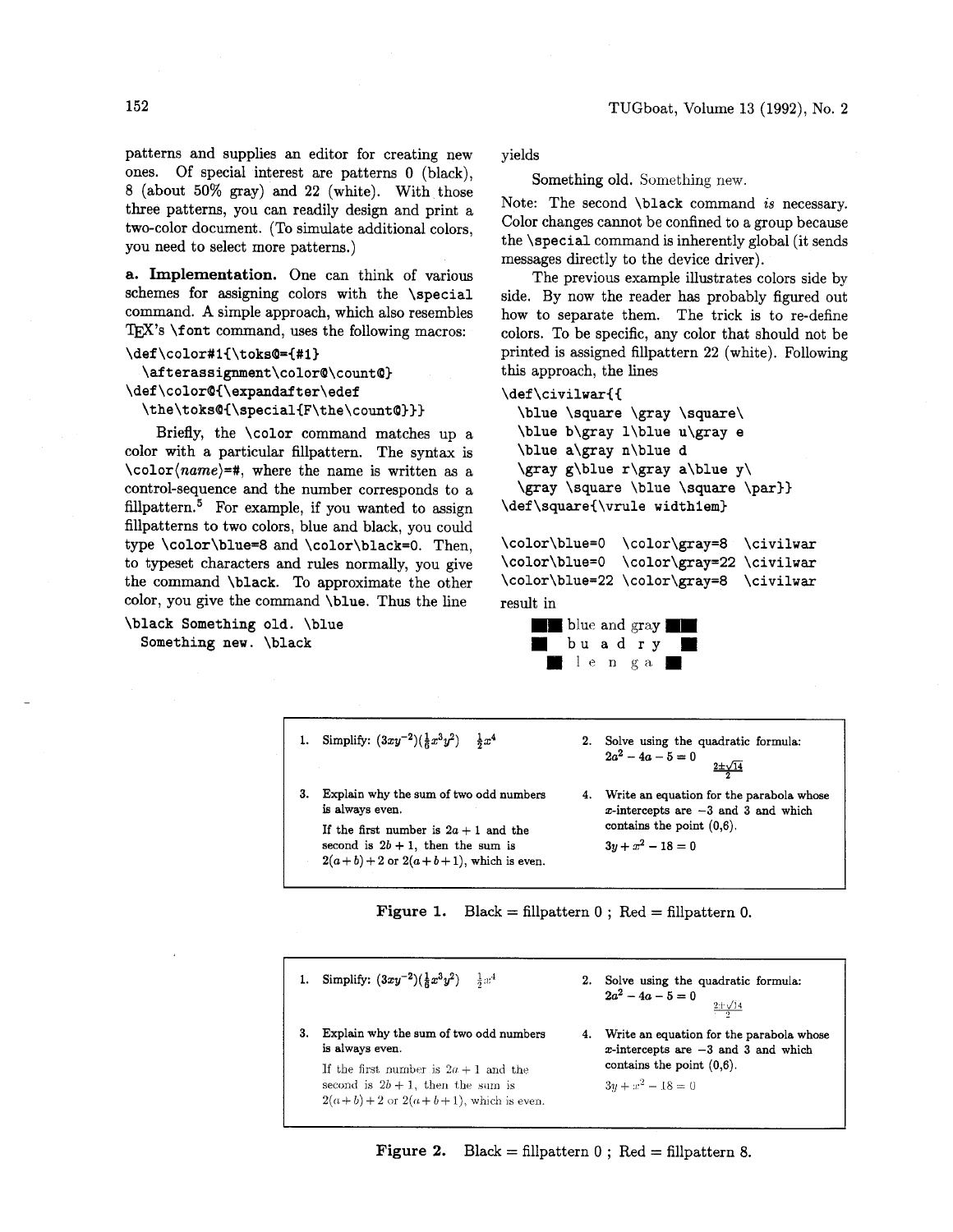patterns and supplies an editor for creating new ones. Of special interest are patterns 0 (black), 8 (about 50% gray) and 22 (white). With those three patterns, you can readily design and print a two-color document. (To simulate additional colors, you need to select more patterns.)

**a. Implementation.** One can think of various schemes for assigning colors with the `\special` command. A simple approach, which also resembles TEX's `\font` command, uses the following macros:

```
\def\color#1{\toks@={#1}
  \afterassignment\color@\count@}
\def\color@{\expandafter\edef
  \the\toks@{\special{F\the\count@}}}
```

Briefly, the `\color` command matches up a color with a particular fillpattern. The syntax is `\color`⟨*name*⟩`=#`, where the name is written as a control-sequence and the number corresponds to a fillpattern.[5] For example, if you wanted to assign fillpatterns to two colors, blue and black, you could type `\color\blue=8` and `\color\black=0`. Then, to typeset characters and rules normally, you give the command `\black`. To approximate the other color, you give the command `\blue`. Thus the line

```
\black Something old. \blue
  Something new. \black
```

yields

Something old. Something new.

Note: The second `\black` command *is* necessary. Color changes cannot be confined to a group because the `\special` command is inherently global (it sends messages directly to the device driver).

The previous example illustrates colors side by side. By now the reader has probably figured out how to separate them. The trick is to re-define colors. To be specific, any color that should not be printed is assigned fillpattern 22 (white). Following this approach, the lines

```
\def\civilwar{{
  \blue \square \gray \square\
  \blue b\gray l\blue u\gray e
  \blue a\gray n\blue d
  \gray g\blue r\gray a\blue y\
  \gray \square \blue \square \par}}
\def\square{\vrule width1em}

\color\blue=0  \color\gray=8  \civilwar
\color\blue=0  \color\gray=22 \civilwar
\color\blue=22 \color\gray=8  \civilwar
```

result in

■■ blue and gray ■■

■ b u a d r y ■

■ l e n g a ■

1. Simplify: $(3xy^{-2})(\frac{1}{6}x^3y^2)$ $\frac{1}{2}x^4$
2. Solve using the quadratic formula: $2a^2 - 4a - 5 = 0$ $\frac{2\pm\sqrt{14}}{2}$
3. Explain why the sum of two odd numbers is always even.
   If the first number is $2a + 1$ and the second is $2b + 1$, then the sum is $2(a + b) + 2$ or $2(a + b + 1)$, which is even.
4. Write an equation for the parabola whose $x$-intercepts are $-3$ and $3$ and which contains the point (0,6).
   $3y + x^2 - 18 = 0$

**Figure 1.** Black = fillpattern 0 ; Red = fillpattern 0.

1. Simplify: $(3xy^{-2})(\frac{1}{6}x^3y^2)$ $\frac{1}{2}x^4$
2. Solve using the quadratic formula: $2a^2 - 4a - 5 = 0$ $\frac{2\pm\sqrt{14}}{2}$
3. Explain why the sum of two odd numbers is always even.
   If the first number is $2a + 1$ and the second is $2b + 1$, then the sum is $2(a + b) + 2$ or $2(a + b + 1)$, which is even.
4. Write an equation for the parabola whose $x$-intercepts are $-3$ and $3$ and which contains the point (0,6).
   $3y + x^2 - 18 = 0$

**Figure 2.** Black = fillpattern 0 ; Red = fillpattern 8.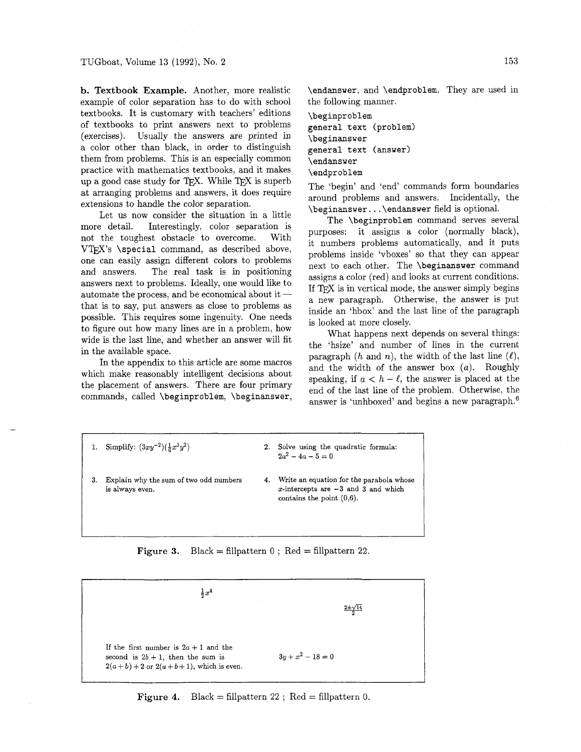**b. Textbook Example.** Another, more realistic example of color separation has to do with school textbooks. It is customary with teachers' editions of textbooks to print answers next to problems (exercises). Usually the answers are printed in a color other than black, in order to distinguish them from problems. This is an especially common practice with mathematics textbooks, and it makes up a good case study for TEX. While TEX is superb at arranging problems and answers, it does require extensions to handle the color separation.

Let us now consider the situation in a little more detail. Interestingly, color separation is not the toughest obstacle to overcome. With VTEX's `\special` command, as described above, one can easily assign different colors to problems and answers. The real task is in positioning answers next to problems. Ideally, one would like to automate the process, and be economical about it — that is to say, put answers as close to problems as possible. This requires some ingenuity. One needs to figure out how many lines are in a problem, how wide is the last line, and whether an answer will fit in the available space.

In the appendix to this article are some macros which make reasonably intelligent decisions about the placement of answers. There are four primary commands, called `\beginproblem`, `\beginanswer`, `\endanswer`, and `\endproblem`. They are used in the following manner.

```
\beginproblem
general text (problem)
\beginanswer
general text (answer)
\endanswer
\endproblem
```

The 'begin' and 'end' commands form boundaries around problems and answers. Incidentally, the `\beginanswer...\endanswer` field is optional.

The `\beginproblem` command serves several purposes: it assigns a color (normally black), it numbers problems automatically, and it puts problems inside 'vboxes' so that they can appear next to each other. The `\beginanswer` command assigns a color (red) and looks at current conditions. If TEX is in vertical mode, the answer simply begins a new paragraph. Otherwise, the answer is put inside an 'hbox' and the last line of the paragraph is looked at more closely.

What happens next depends on several things: the 'hsize' and number of lines in the current paragraph ($h$ and $n$), the width of the last line ($\ell$), and the width of the answer box ($a$). Roughly speaking, if $a < h - \ell$, the answer is placed at the end of the last line of the problem. Otherwise, the answer is 'unhboxed' and begins a new paragraph.[6]

1. Simplify: $(3xy^{-2})(\frac{1}{6}x^3y^2)$

2. Solve using the quadratic formula: $2a^2 - 4a - 5 = 0$

3. Explain why the sum of two odd numbers is always even.

4. Write an equation for the parabola whose $x$-intercepts are $-3$ and $3$ and which contains the point (0,6).

**Figure 3.** Black = fillpattern 0 ; Red = fillpattern 22.

$\frac{1}{2}x^4$

$\frac{2\pm\sqrt{14}}{2}$

If the first number is $2a+1$ and the second is $2b+1$, then the sum is $2(a+b)+2$ or $2(a+b+1)$, which is even.

$3y + x^2 - 18 = 0$

**Figure 4.** Black = fillpattern 22 ; Red = fillpattern 0.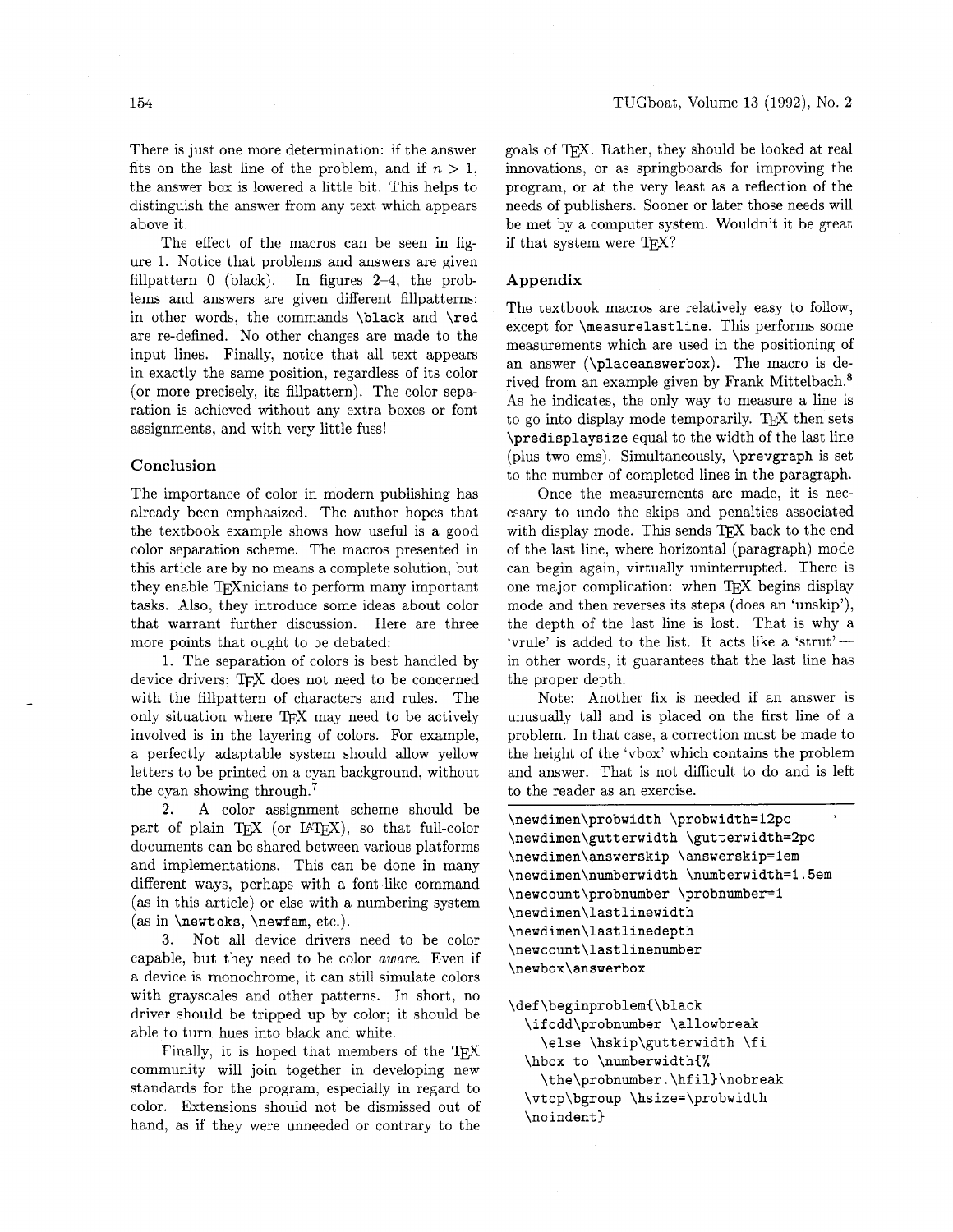There is just one more determination: if the answer fits on the last line of the problem, and if $n > 1$, the answer box is lowered a little bit. This helps to distinguish the answer from any text which appears above it.

The effect of the macros can be seen in figure 1. Notice that problems and answers are given fillpattern 0 (black). In figures 2–4, the problems and answers are given different fillpatterns; in other words, the commands `\black` and `\red` are re-defined. No other changes are made to the input lines. Finally, notice that all text appears in exactly the same position, regardless of its color (or more precisely, its fillpattern). The color separation is achieved without any extra boxes or font assignments, and with very little fuss!

### Conclusion

The importance of color in modern publishing has already been emphasized. The author hopes that the textbook example shows how useful is a good color separation scheme. The macros presented in this article are by no means a complete solution, but they enable TeXnicians to perform many important tasks. Also, they introduce some ideas about color that warrant further discussion. Here are three more points that ought to be debated:

1. The separation of colors is best handled by device drivers; TeX does not need to be concerned with the fillpattern of characters and rules. The only situation where TeX may need to be actively involved is in the layering of colors. For example, a perfectly adaptable system should allow yellow letters to be printed on a cyan background, without the cyan showing through.[7]

2. A color assignment scheme should be part of plain TeX (or LaTeX), so that full-color documents can be shared between various platforms and implementations. This can be done in many different ways, perhaps with a font-like command (as in this article) or else with a numbering system (as in `\newtoks`, `\newfam`, etc.).

3. Not all device drivers need to be color capable, but they need to be color *aware*. Even if a device is monochrome, it can still simulate colors with grayscales and other patterns. In short, no driver should be tripped up by color; it should be able to turn hues into black and white.

Finally, it is hoped that members of the TeX community will join together in developing new standards for the program, especially in regard to color. Extensions should not be dismissed out of hand, as if they were unneeded or contrary to the goals of TeX. Rather, they should be looked at real innovations, or as springboards for improving the program, or at the very least as a reflection of the needs of publishers. Sooner or later those needs will be met by a computer system. Wouldn't it be great if that system were TeX?

### Appendix

The textbook macros are relatively easy to follow, except for `\measurelastline`. This performs some measurements which are used in the positioning of an answer (`\placeanswerbox`). The macro is derived from an example given by Frank Mittelbach.[8] As he indicates, the only way to measure a line is to go into display mode temporarily. TeX then sets `\predisplaysize` equal to the width of the last line (plus two ems). Simultaneously, `\prevgraph` is set to the number of completed lines in the paragraph.

Once the measurements are made, it is necessary to undo the skips and penalties associated with display mode. This sends TeX back to the end of the last line, where horizontal (paragraph) mode can begin again, virtually uninterrupted. There is one major complication: when TeX begins display mode and then reverses its steps (does an 'unskip'), the depth of the last line is lost. That is why a 'vrule' is added to the list. It acts like a 'strut'— in other words, it guarantees that the last line has the proper depth.

Note: Another fix is needed if an answer is unusually tall and is placed on the first line of a problem. In that case, a correction must be made to the height of the 'vbox' which contains the problem and answer. That is not difficult to do and is left to the reader as an exercise.

```
\newdimen\probwidth \probwidth=12pc
\newdimen\gutterwidth \gutterwidth=2pc
\newdimen\answerskip \answerskip=1em
\newdimen\numberwidth \numberwidth=1.5em
\newcount\probnumber \probnumber=1
\newdimen\lastlinewidth
\newdimen\lastlinedepth
\newcount\lastlinenumber
\newbox\answerbox

\def\beginproblem{\black
  \ifodd\probnumber \allowbreak
    \else \hskip\gutterwidth \fi
  \hbox to \numberwidth{%
    \the\probnumber.\hfil}\nobreak
  \vtop\bgroup \hsize=\probwidth
  \noindent}
```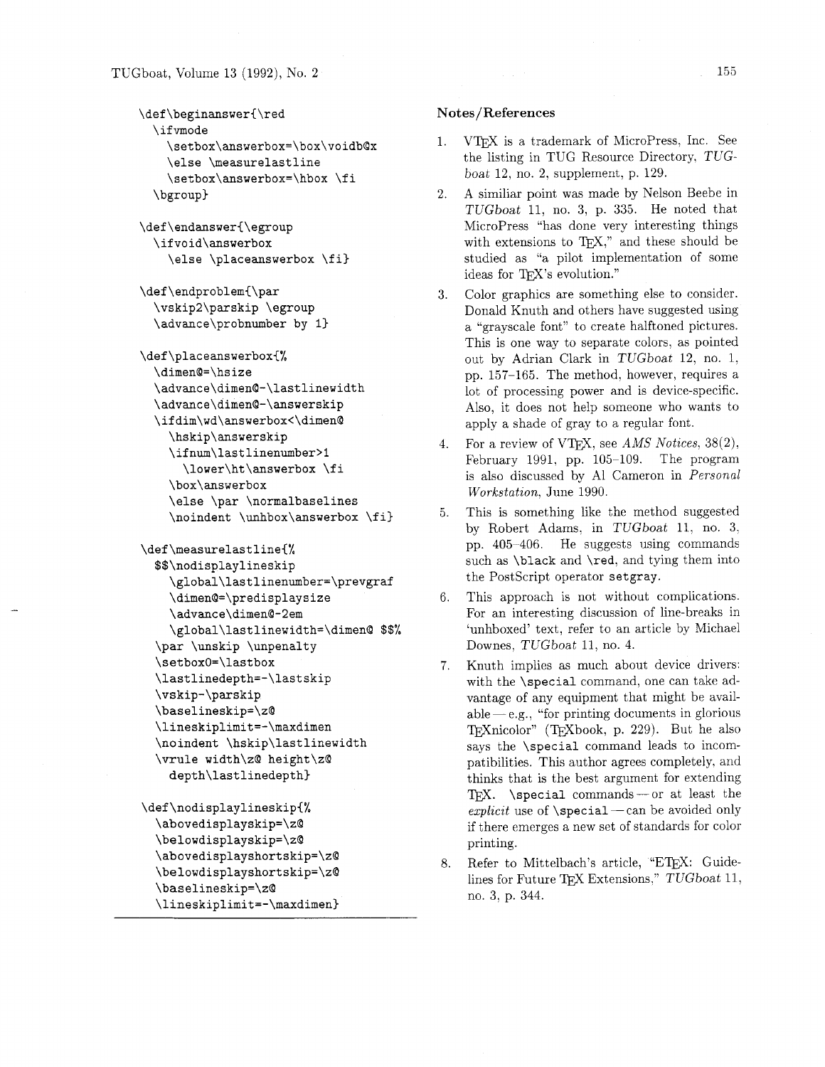```
\def\beginanswer{\red
  \ifvmode
    \setbox\answerbox=\box\voidb@x
    \else \measurelastline
    \setbox\answerbox=\hbox \fi
  \bgroup}

\def\endanswer{\egroup
  \ifvoid\answerbox
    \else \placeanswerbox \fi}

\def\endproblem{\par
  \vskip2\parskip \egroup
  \advance\probnumber by 1}

\def\placeanswerbox{%
  \dimen@=\hsize
  \advance\dimen@-\lastlinewidth
  \advance\dimen@-\answerskip
  \ifdim\wd\answerbox<\dimen@
    \hskip\answerskip
    \ifnum\lastlinenumber>1
      \lower\ht\answerbox \fi
    \box\answerbox
    \else \par \normalbaselines
    \noindent \unhbox\answerbox \fi}

\def\measurelastline{%
  $$\nodisplaylineskip
    \global\lastlinenumber=\prevgraf
    \dimen@=\predisplaysize
    \advance\dimen@-2em
    \global\lastlinewidth=\dimen@ $$%
  \par \unskip \unpenalty
  \setbox0=\lastbox
  \lastlinedepth=-\lastskip
  \vskip-\parskip
  \baselineskip=\z@
  \lineskiplimit=-\maxdimen
  \noindent \hskip\lastlinewidth
  \vrule width\z@ height\z@
    depth\lastlinedepth}

\def\nodisplaylineskip{%
  \abovedisplayskip=\z@
  \belowdisplayskip=\z@
  \abovedisplayshortskip=\z@
  \belowdisplayshortskip=\z@
  \baselineskip=\z@
  \lineskiplimit=-\maxdimen}
```

### Notes/References

1. VTeX is a trademark of MicroPress, Inc. See the listing in TUG Resource Directory, *TUGboat* 12, no. 2, supplement, p. 129.
2. A similiar point was made by Nelson Beebe in *TUGboat* 11, no. 3, p. 335. He noted that MicroPress "has done very interesting things with extensions to TeX," and these should be studied as "a pilot implementation of some ideas for TeX's evolution."
3. Color graphics are something else to consider. Donald Knuth and others have suggested using a "grayscale font" to create halftoned pictures. This is one way to separate colors, as pointed out by Adrian Clark in *TUGboat* 12, no. 1, pp. 157–165. The method, however, requires a lot of processing power and is device-specific. Also, it does not help someone who wants to apply a shade of gray to a regular font.
4. For a review of VTeX, see *AMS Notices*, 38(2), February 1991, pp. 105–109. The program is also discussed by Al Cameron in *Personal Workstation*, June 1990.
5. This is something like the method suggested by Robert Adams, in *TUGboat* 11, no. 3, pp. 405–406. He suggests using commands such as `\black` and `\red`, and tying them into the PostScript operator `setgray`.
6. This approach is not without complications. For an interesting discussion of line-breaks in 'unhboxed' text, refer to an article by Michael Downes, *TUGboat* 11, no. 4.
7. Knuth implies as much about device drivers: with the `\special` command, one can take advantage of any equipment that might be available — e.g., "for printing documents in glorious TeXnicolor" (TeXbook, p. 229). But he also says the `\special` command leads to incompatibilities. This author agrees completely, and thinks that is the best argument for extending TeX. `\special` commands — or at least the *explicit* use of `\special` — can be avoided only if there emerges a new set of standards for color printing.
8. Refer to Mittelbach's article, "ETeX: Guidelines for Future TeX Extensions," *TUGboat* 11, no. 3, p. 344.